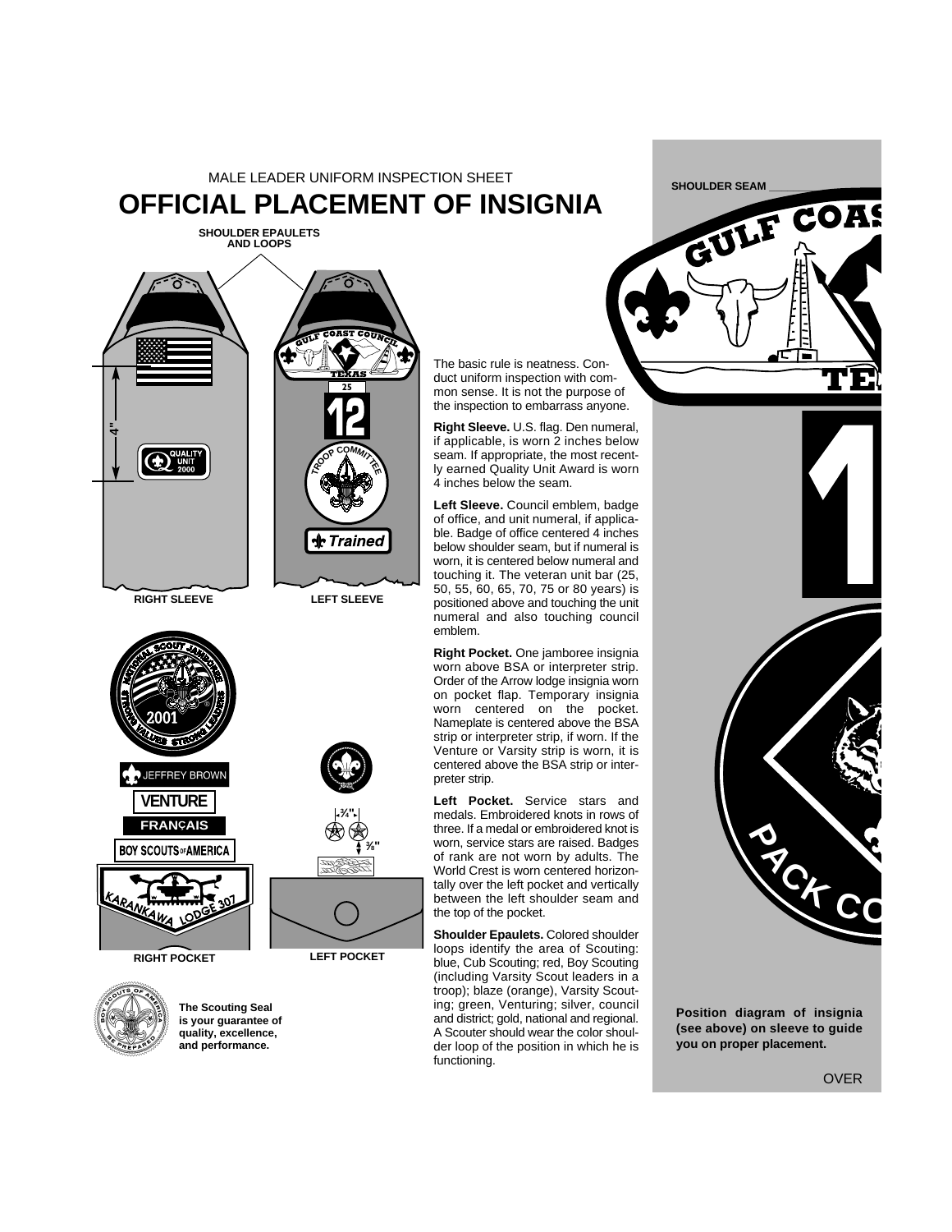MALE LEADER UNIFORM INSPECTION SHEET

# OFFICIAL PLACEMENT OF INSIGNIA

SHOULDER EPAULETS AND LOOPS

RIGHT SLEEVE

LEFT SLEEVE

RIGHT POCKET

LEFT POCKET

**The Scouting Seal is your guarantee of quality, excellence, and performance.**

The basic rule is neatness. Conduct uniform inspection with common sense. It is not the purpose of the inspection to embarrass anyone.

**Right Sleeve.** U.S. flag. Den numeral, if applicable, is worn 2 inches below seam. If appropriate, the most recently earned Quality Unit Award is worn 4 inches below the seam.

**Left Sleeve.** Council emblem, badge of office, and unit numeral, if applicable. Badge of office centered 4 inches below shoulder seam, but if numeral is worn, it is centered below numeral and touching it. The veteran unit bar (25, 50, 55, 60, 65, 70, 75 or 80 years) is positioned above and touching the unit numeral and also touching council emblem.

**Right Pocket.** One jamboree insignia worn above BSA or interpreter strip. Order of the Arrow lodge insignia worn on pocket flap. Temporary insignia worn centered on the pocket. Nameplate is centered above the BSA strip or interpreter strip, if worn. If the Venture or Varsity strip is worn, it is centered above the BSA strip or interpreter strip.

**Left Pocket.** Service stars and medals. Embroidered knots in rows of three. If a medal or embroidered knot is worn, service stars are raised. Badges of rank are not worn by adults. The World Crest is worn centered horizontally over the left pocket and vertically between the left shoulder seam and the top of the pocket.

**Shoulder Epaulets.** Colored shoulder loops identify the area of Scouting: blue, Cub Scouting; red, Boy Scouting (including Varsity Scout leaders in a troop); blaze (orange), Varsity Scouting; green, Venturing; silver, council and district; gold, national and regional. A Scouter should wear the color shoulder loop of the position in which he is functioning.

SHOULDER SEAM

**Position diagram of insignia (see above) on sleeve to guide you on proper placement.**

OVER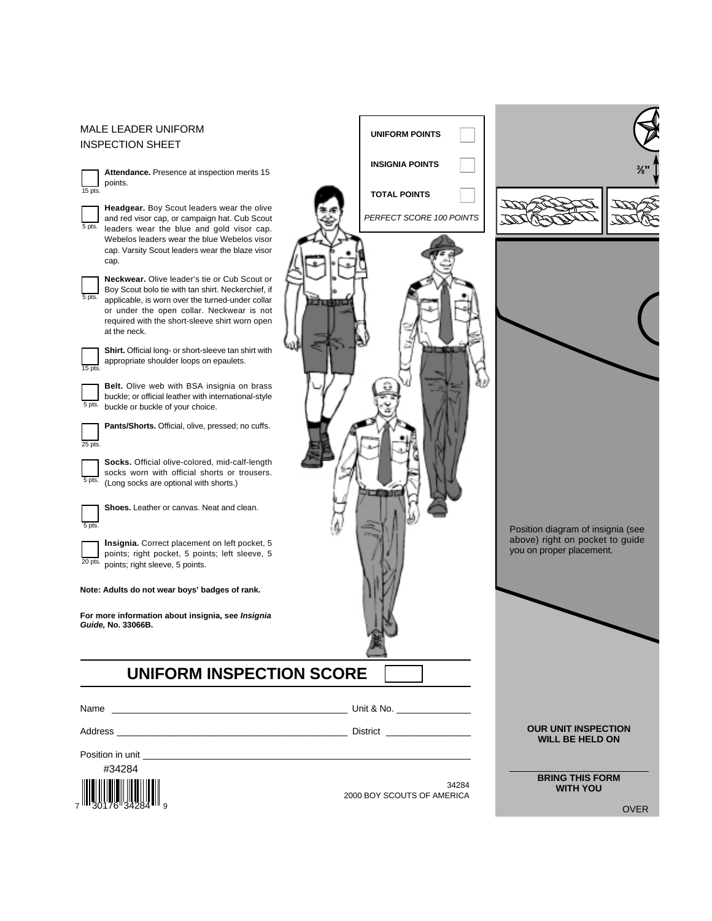MALE LEADER UNIFORM
INSPECTION SHEET

☐ 15 pts. **Attendance.** Presence at inspection merits 15 points.

☐ 5 pts. **Headgear.** Boy Scout leaders wear the olive and red visor cap, or campaign hat. Cub Scout leaders wear the blue and gold visor cap. Webelos leaders wear the blue Webelos visor cap. Varsity Scout leaders wear the blaze visor cap.

☐ 5 pts. **Neckwear.** Olive leader's tie or Cub Scout or Boy Scout bolo tie with tan shirt. Neckerchief, if applicable, is worn over the turned-under collar or under the open collar. Neckwear is not required with the short-sleeve shirt worn open at the neck.

☐ 15 pts. **Shirt.** Official long- or short-sleeve tan shirt with appropriate shoulder loops on epaulets.

☐ 5 pts. **Belt.** Olive web with BSA insignia on brass buckle; or official leather with international-style buckle or buckle of your choice.

☐ 25 pts. **Pants/Shorts.** Official, olive, pressed; no cuffs.

☐ 5 pts. **Socks.** Official olive-colored, mid-calf-length socks worn with official shorts or trousers. (Long socks are optional with shorts.)

☐ 5 pts. **Shoes.** Leather or canvas. Neat and clean.

☐ 20 pts. **Insignia.** Correct placement on left pocket, 5 points; right pocket, 5 points; left sleeve, 5 points; right sleeve, 5 points.

**Note: Adults do not wear boys' badges of rank.**

**For more information about insignia, see *Insignia Guide,* No. 33066B.**

| | |
|---|---|
| **UNIFORM POINTS** | ☐ |
| **INSIGNIA POINTS** | ☐ |
| **TOTAL POINTS** | ☐ |

*PERFECT SCORE 100 POINTS*

⅜"

Position diagram of insignia (see above) right on pocket to guide you on proper placement.

## UNIFORM INSPECTION SCORE ☐

Name ______________________ Unit & No. ____________

Address ______________________ District ____________

Position in unit ______________________

#34284

7 30176 34284 9

34284
2000 BOY SCOUTS OF AMERICA

**OUR UNIT INSPECTION WILL BE HELD ON**

______________________

**BRING THIS FORM WITH YOU**

OVER